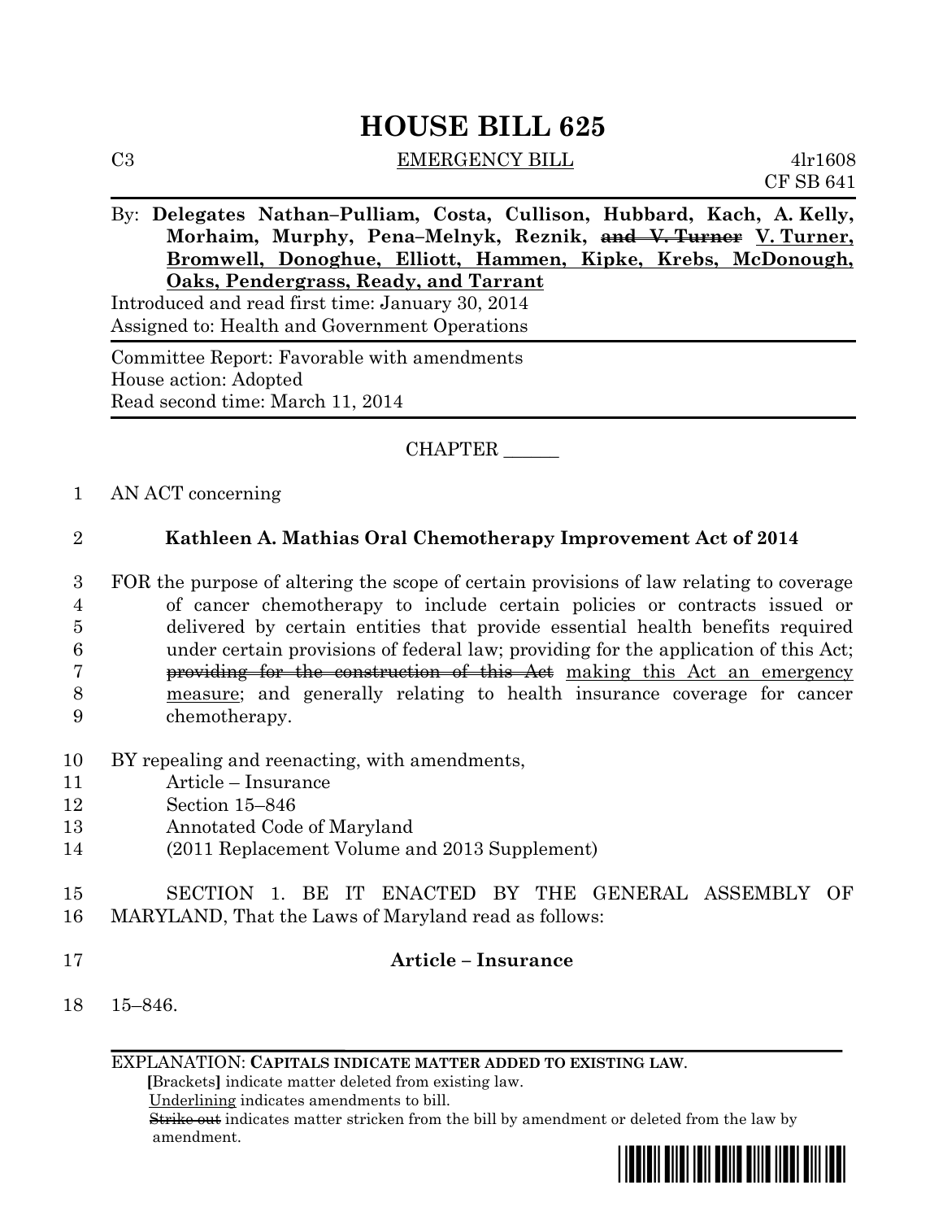# HOUSE BILL 625

C3 EMERGENCY BILL 4lr1608
CF SB 641

By: **Delegates Nathan–Pulliam, Costa, Cullison, Hubbard, Kach, A. Kelly, Morhaim, Murphy, Pena–Melnyk, Reznik, ~~and V. Turner~~ V. Turner, Bromwell, Donoghue, Elliott, Hammen, Kipke, Krebs, McDonough, Oaks, Pendergrass, Ready, and Tarrant**

Introduced and read first time: January 30, 2014
Assigned to: Health and Government Operations

Committee Report: Favorable with amendments
House action: Adopted
Read second time: March 11, 2014

CHAPTER ______

1 AN ACT concerning

2 **Kathleen A. Mathias Oral Chemotherapy Improvement Act of 2014**

3 FOR the purpose of altering the scope of certain provisions of law relating to coverage
4 of cancer chemotherapy to include certain policies or contracts issued or
5 delivered by certain entities that provide essential health benefits required
6 under certain provisions of federal law; providing for the application of this Act;
7 ~~providing for the construction of this Act~~ making this Act an emergency
8 measure; and generally relating to health insurance coverage for cancer
9 chemotherapy.

10 BY repealing and reenacting, with amendments,
11 Article – Insurance
12 Section 15–846
13 Annotated Code of Maryland
14 (2011 Replacement Volume and 2013 Supplement)

15 SECTION 1. BE IT ENACTED BY THE GENERAL ASSEMBLY OF
16 MARYLAND, That the Laws of Maryland read as follows:

17 **Article – Insurance**

18 15–846.

EXPLANATION: **CAPITALS INDICATE MATTER ADDED TO EXISTING LAW.**
**[**Brackets**]** indicate matter deleted from existing law.
Underlining indicates amendments to bill.
~~Strike out~~ indicates matter stricken from the bill by amendment or deleted from the law by amendment.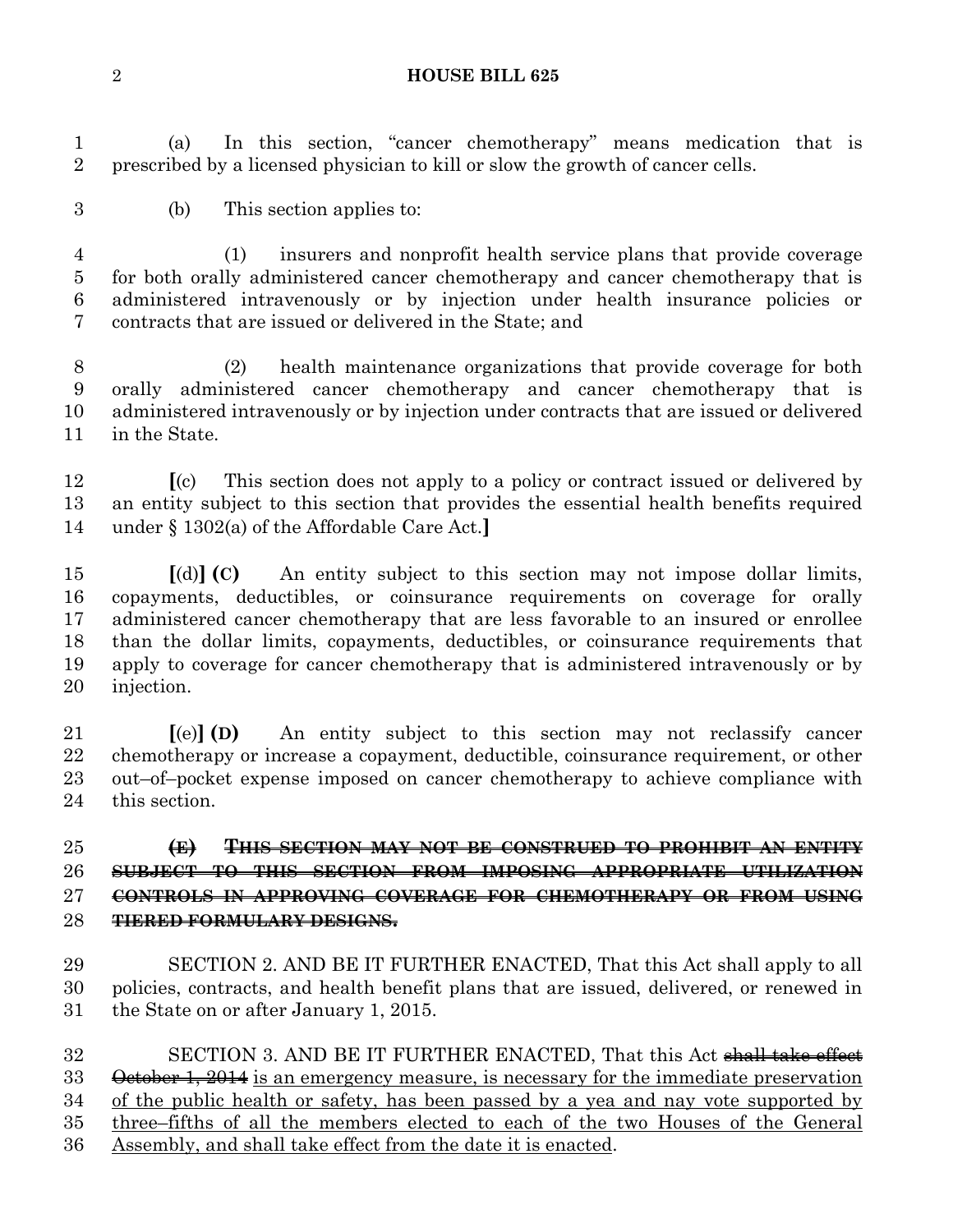(a) In this section, "cancer chemotherapy" means medication that is prescribed by a licensed physician to kill or slow the growth of cancer cells.

(b) This section applies to:

(1) insurers and nonprofit health service plans that provide coverage for both orally administered cancer chemotherapy and cancer chemotherapy that is administered intravenously or by injection under health insurance policies or contracts that are issued or delivered in the State; and

(2) health maintenance organizations that provide coverage for both orally administered cancer chemotherapy and cancer chemotherapy that is administered intravenously or by injection under contracts that are issued or delivered in the State.

**[**(c) This section does not apply to a policy or contract issued or delivered by an entity subject to this section that provides the essential health benefits required under § 1302(a) of the Affordable Care Act.**]**

**[**(d)**] (C)** An entity subject to this section may not impose dollar limits, copayments, deductibles, or coinsurance requirements on coverage for orally administered cancer chemotherapy that are less favorable to an insured or enrollee than the dollar limits, copayments, deductibles, or coinsurance requirements that apply to coverage for cancer chemotherapy that is administered intravenously or by injection.

**[**(e)**] (D)** An entity subject to this section may not reclassify cancer chemotherapy or increase a copayment, deductible, coinsurance requirement, or other out–of–pocket expense imposed on cancer chemotherapy to achieve compliance with this section.

~~**(E) THIS SECTION MAY NOT BE CONSTRUED TO PROHIBIT AN ENTITY SUBJECT TO THIS SECTION FROM IMPOSING APPROPRIATE UTILIZATION CONTROLS IN APPROVING COVERAGE FOR CHEMOTHERAPY OR FROM USING TIERED FORMULARY DESIGNS.**~~

SECTION 2. AND BE IT FURTHER ENACTED, That this Act shall apply to all policies, contracts, and health benefit plans that are issued, delivered, or renewed in the State on or after January 1, 2015.

SECTION 3. AND BE IT FURTHER ENACTED, That this Act ~~shall take effect October 1, 2014~~ <u>is an emergency measure, is necessary for the immediate preservation of the public health or safety, has been passed by a yea and nay vote supported by three–fifths of all the members elected to each of the two Houses of the General Assembly, and shall take effect from the date it is enacted</u>.